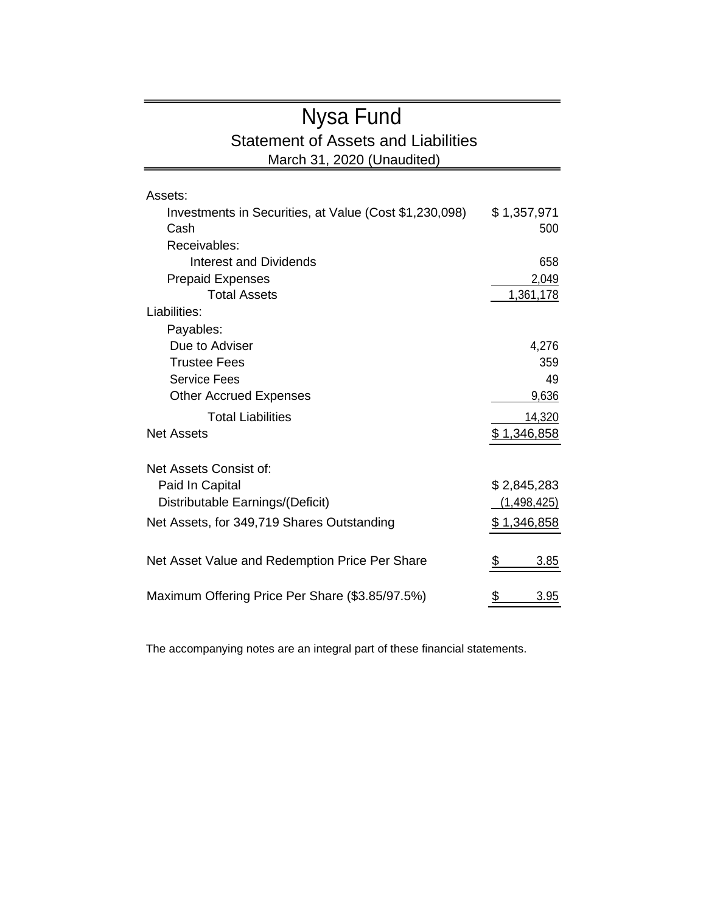# Nysa Fund

## Statement of Assets and Liabilities

March 31, 2020 (Unaudited)

| | |
|---|---|
| Assets: | |
| Investments in Securities, at Value (Cost $1,230,098) | $ 1,357,971 |
| Cash | 500 |
| Receivables: | |
| Interest and Dividends | 658 |
| Prepaid Expenses | 2,049 |
| Total Assets | 1,361,178 |
| Liabilities: | |
| Payables: | |
| Due to Adviser | 4,276 |
| Trustee Fees | 359 |
| Service Fees | 49 |
| Other Accrued Expenses | 9,636 |
| Total Liabilities | 14,320 |
| Net Assets | $ 1,346,858 |
| | |
| Net Assets Consist of: | |
| Paid In Capital | $ 2,845,283 |
| Distributable Earnings/(Deficit) | (1,498,425) |
| Net Assets, for 349,719 Shares Outstanding | $ 1,346,858 |
| | |
| Net Asset Value and Redemption Price Per Share | $ 3.85 |
| | |
| Maximum Offering Price Per Share ($3.85/97.5%) | $ 3.95 |

The accompanying notes are an integral part of these financial statements.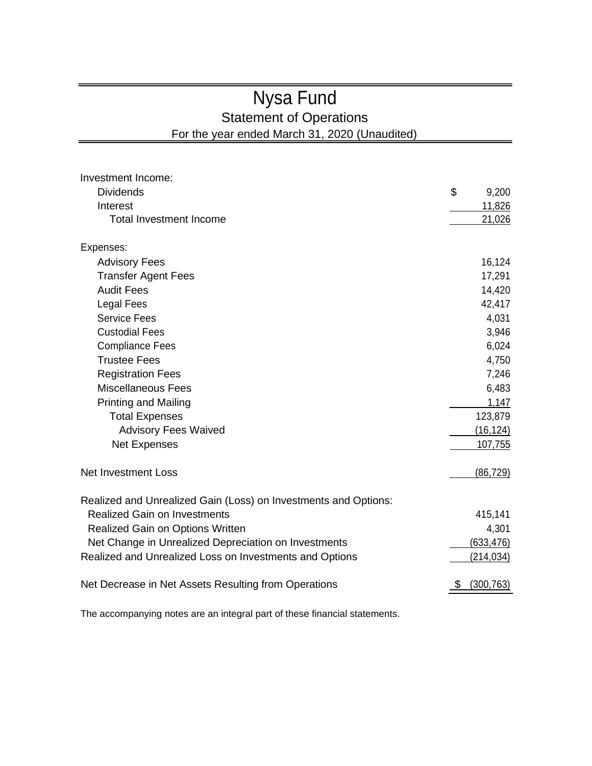# Nysa Fund

## Statement of Operations

### For the year ended March 31, 2020 (Unaudited)

| | |
|---|---|
| Investment Income: | |
| Dividends | $ 9,200 |
| Interest | 11,826 |
| Total Investment Income | 21,026 |
| | |
| Expenses: | |
| Advisory Fees | 16,124 |
| Transfer Agent Fees | 17,291 |
| Audit Fees | 14,420 |
| Legal Fees | 42,417 |
| Service Fees | 4,031 |
| Custodial Fees | 3,946 |
| Compliance Fees | 6,024 |
| Trustee Fees | 4,750 |
| Registration Fees | 7,246 |
| Miscellaneous Fees | 6,483 |
| Printing and Mailing | 1,147 |
| Total Expenses | 123,879 |
| Advisory Fees Waived | (16,124) |
| Net Expenses | 107,755 |
| | |
| Net Investment Loss | (86,729) |
| | |
| Realized and Unrealized Gain (Loss) on Investments and Options: | |
| Realized Gain on Investments | 415,141 |
| Realized Gain on Options Written | 4,301 |
| Net Change in Unrealized Depreciation on Investments | (633,476) |
| Realized and Unrealized Loss on Investments and Options | (214,034) |
| | |
| Net Decrease in Net Assets Resulting from Operations | $ (300,763) |

The accompanying notes are an integral part of these financial statements.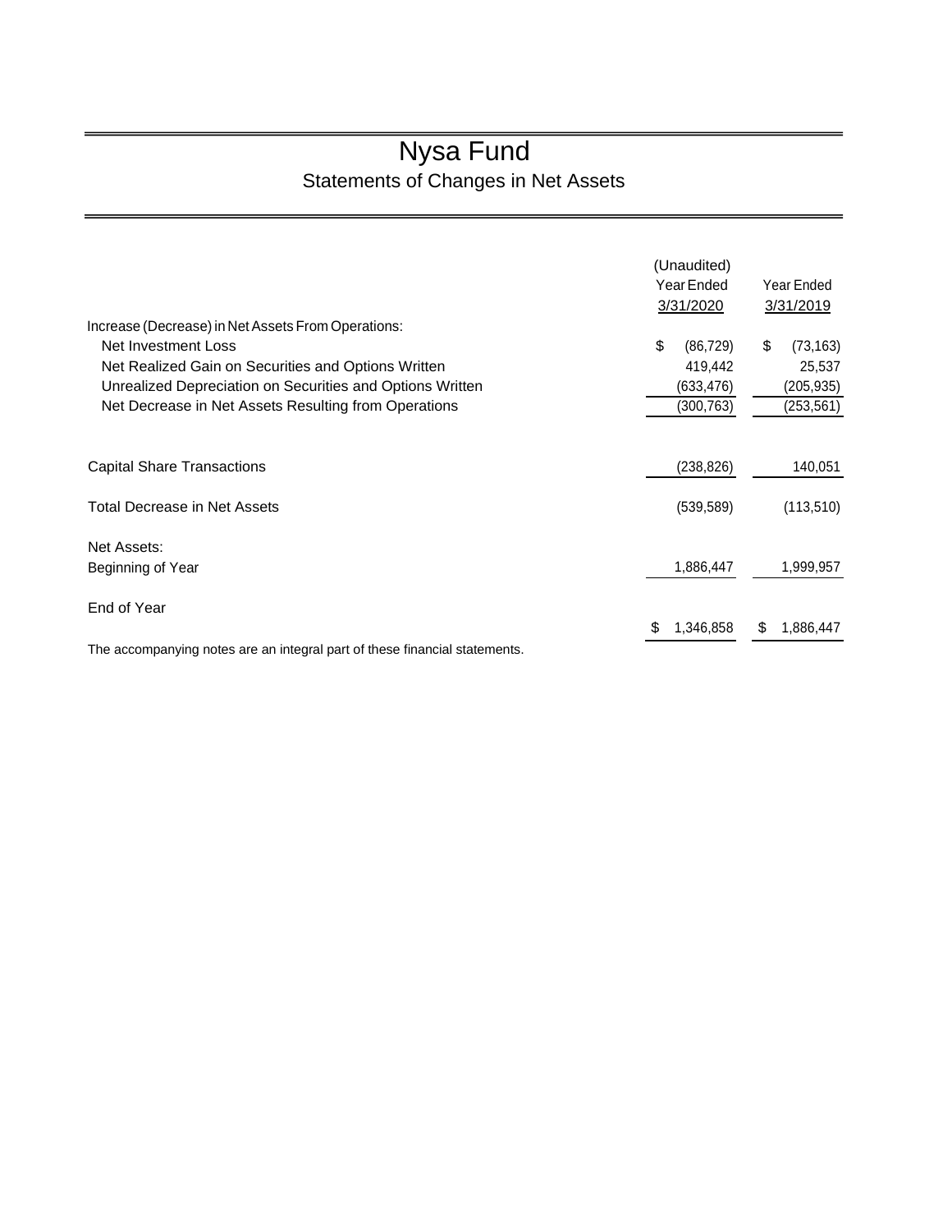# Nysa Fund

## Statements of Changes in Net Assets

| | (Unaudited) Year Ended 3/31/2020 | Year Ended 3/31/2019 |
|---|---|---|
| Increase (Decrease) in Net Assets From Operations: | | |
| Net Investment Loss | $ (86,729) | $ (73,163) |
| Net Realized Gain on Securities and Options Written | 419,442 | 25,537 |
| Unrealized Depreciation on Securities and Options Written | (633,476) | (205,935) |
| Net Decrease in Net Assets Resulting from Operations | (300,763) | (253,561) |
| Capital Share Transactions | (238,826) | 140,051 |
| Total Decrease in Net Assets | (539,589) | (113,510) |
| Net Assets: | | |
| Beginning of Year | 1,886,447 | 1,999,957 |
| End of Year | $ 1,346,858 | $ 1,886,447 |

The accompanying notes are an integral part of these financial statements.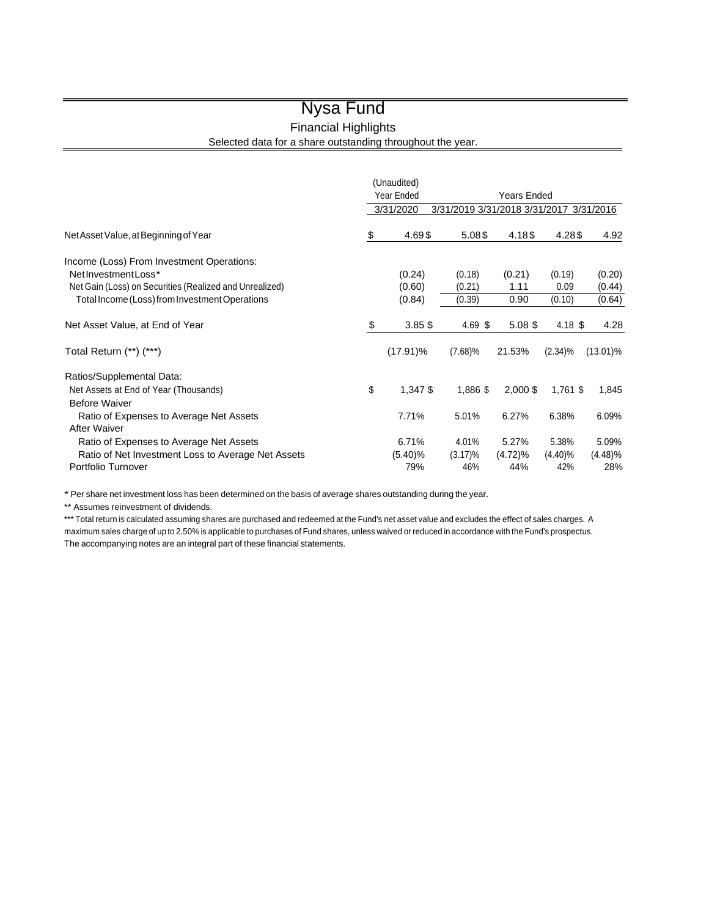# Nysa Fund

## Financial Highlights

Selected data for a share outstanding throughout the year.

| | (Unaudited) Year Ended | Years Ended | | | |
|---|---|---|---|---|---|
| | 3/31/2020 | 3/31/2019 | 3/31/2018 | 3/31/2017 | 3/31/2016 |
| Net Asset Value, at Beginning of Year | $ 4.69 | $ 5.08 | $ 4.18 | $ 4.28 | $ 4.92 |
| Income (Loss) From Investment Operations: | | | | | |
| Net Investment Loss* | (0.24) | (0.18) | (0.21) | (0.19) | (0.20) |
| Net Gain (Loss) on Securities (Realized and Unrealized) | (0.60) | (0.21) | 1.11 | 0.09 | (0.44) |
| Total Income (Loss) from Investment Operations | (0.84) | (0.39) | 0.90 | (0.10) | (0.64) |
| Net Asset Value, at End of Year | $ 3.85 | $ 4.69 | $ 5.08 | $ 4.18 | $ 4.28 |
| Total Return (**) (***) | (17.91)% | (7.68)% | 21.53% | (2.34)% | (13.01)% |
| Ratios/Supplemental Data: | | | | | |
| Net Assets at End of Year (Thousands) | $ 1,347 | $ 1,886 | $ 2,000 | $ 1,761 | $ 1,845 |
| Before Waiver | | | | | |
| Ratio of Expenses to Average Net Assets | 7.71% | 5.01% | 6.27% | 6.38% | 6.09% |
| After Waiver | | | | | |
| Ratio of Expenses to Average Net Assets | 6.71% | 4.01% | 5.27% | 5.38% | 5.09% |
| Ratio of Net Investment Loss to Average Net Assets | (5.40)% | (3.17)% | (4.72)% | (4.40)% | (4.48)% |
| Portfolio Turnover | 79% | 46% | 44% | 42% | 28% |

* Per share net investment loss has been determined on the basis of average shares outstanding during the year.

** Assumes reinvestment of dividends.

*** Total return is calculated assuming shares are purchased and redeemed at the Fund's net asset value and excludes the effect of sales charges. A maximum sales charge of up to 2.50% is applicable to purchases of Fund shares, unless waived or reduced in accordance with the Fund's prospectus.

The accompanying notes are an integral part of these financial statements.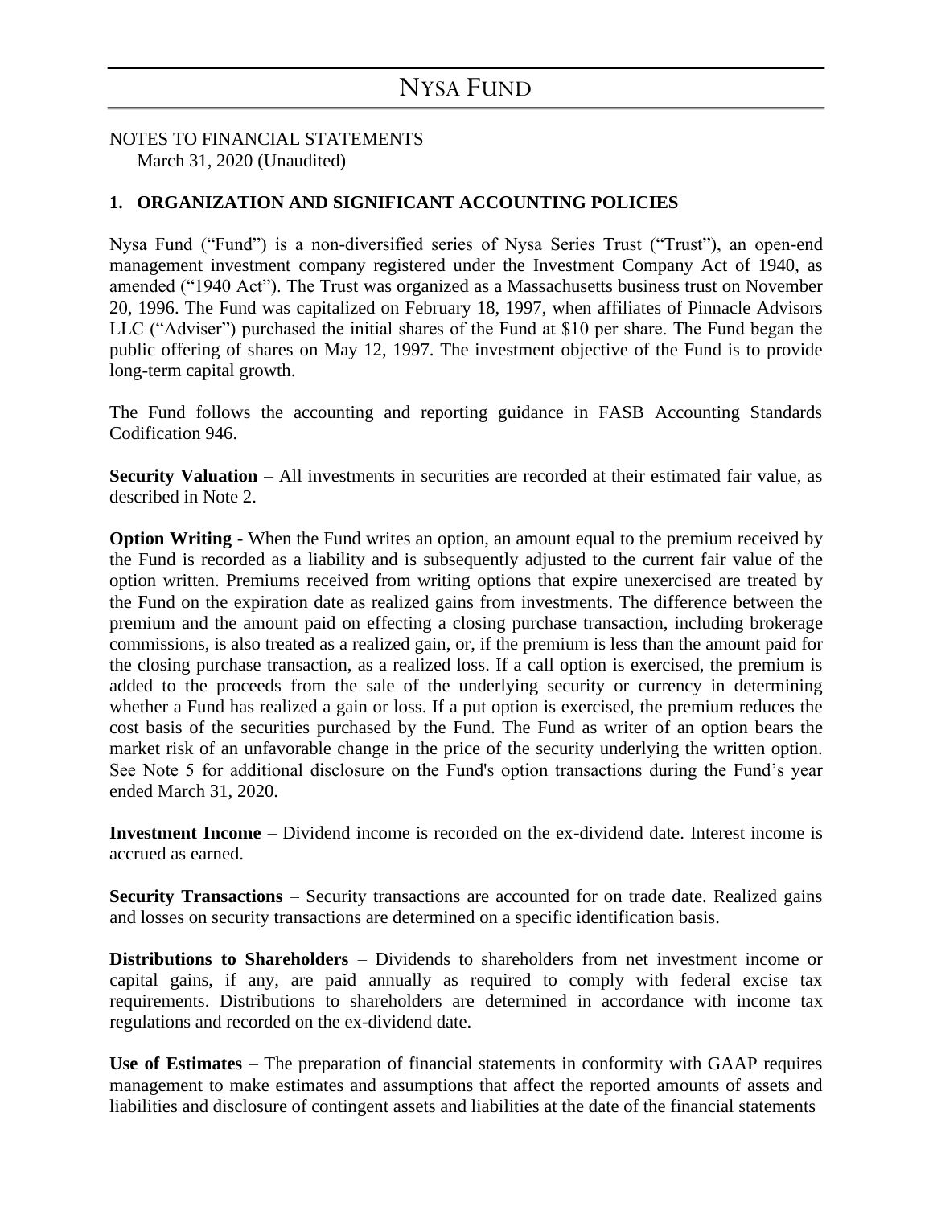NOTES TO FINANCIAL STATEMENTS
March 31, 2020 (Unaudited)

## 1. ORGANIZATION AND SIGNIFICANT ACCOUNTING POLICIES

Nysa Fund ("Fund") is a non-diversified series of Nysa Series Trust ("Trust"), an open-end management investment company registered under the Investment Company Act of 1940, as amended ("1940 Act"). The Trust was organized as a Massachusetts business trust on November 20, 1996. The Fund was capitalized on February 18, 1997, when affiliates of Pinnacle Advisors LLC ("Adviser") purchased the initial shares of the Fund at $10 per share. The Fund began the public offering of shares on May 12, 1997. The investment objective of the Fund is to provide long-term capital growth.

The Fund follows the accounting and reporting guidance in FASB Accounting Standards Codification 946.

**Security Valuation** – All investments in securities are recorded at their estimated fair value, as described in Note 2.

**Option Writing** - When the Fund writes an option, an amount equal to the premium received by the Fund is recorded as a liability and is subsequently adjusted to the current fair value of the option written. Premiums received from writing options that expire unexercised are treated by the Fund on the expiration date as realized gains from investments. The difference between the premium and the amount paid on effecting a closing purchase transaction, including brokerage commissions, is also treated as a realized gain, or, if the premium is less than the amount paid for the closing purchase transaction, as a realized loss. If a call option is exercised, the premium is added to the proceeds from the sale of the underlying security or currency in determining whether a Fund has realized a gain or loss. If a put option is exercised, the premium reduces the cost basis of the securities purchased by the Fund. The Fund as writer of an option bears the market risk of an unfavorable change in the price of the security underlying the written option. See Note 5 for additional disclosure on the Fund's option transactions during the Fund's year ended March 31, 2020.

**Investment Income** – Dividend income is recorded on the ex-dividend date. Interest income is accrued as earned.

**Security Transactions** – Security transactions are accounted for on trade date. Realized gains and losses on security transactions are determined on a specific identification basis.

**Distributions to Shareholders** – Dividends to shareholders from net investment income or capital gains, if any, are paid annually as required to comply with federal excise tax requirements. Distributions to shareholders are determined in accordance with income tax regulations and recorded on the ex-dividend date.

**Use of Estimates** – The preparation of financial statements in conformity with GAAP requires management to make estimates and assumptions that affect the reported amounts of assets and liabilities and disclosure of contingent assets and liabilities at the date of the financial statements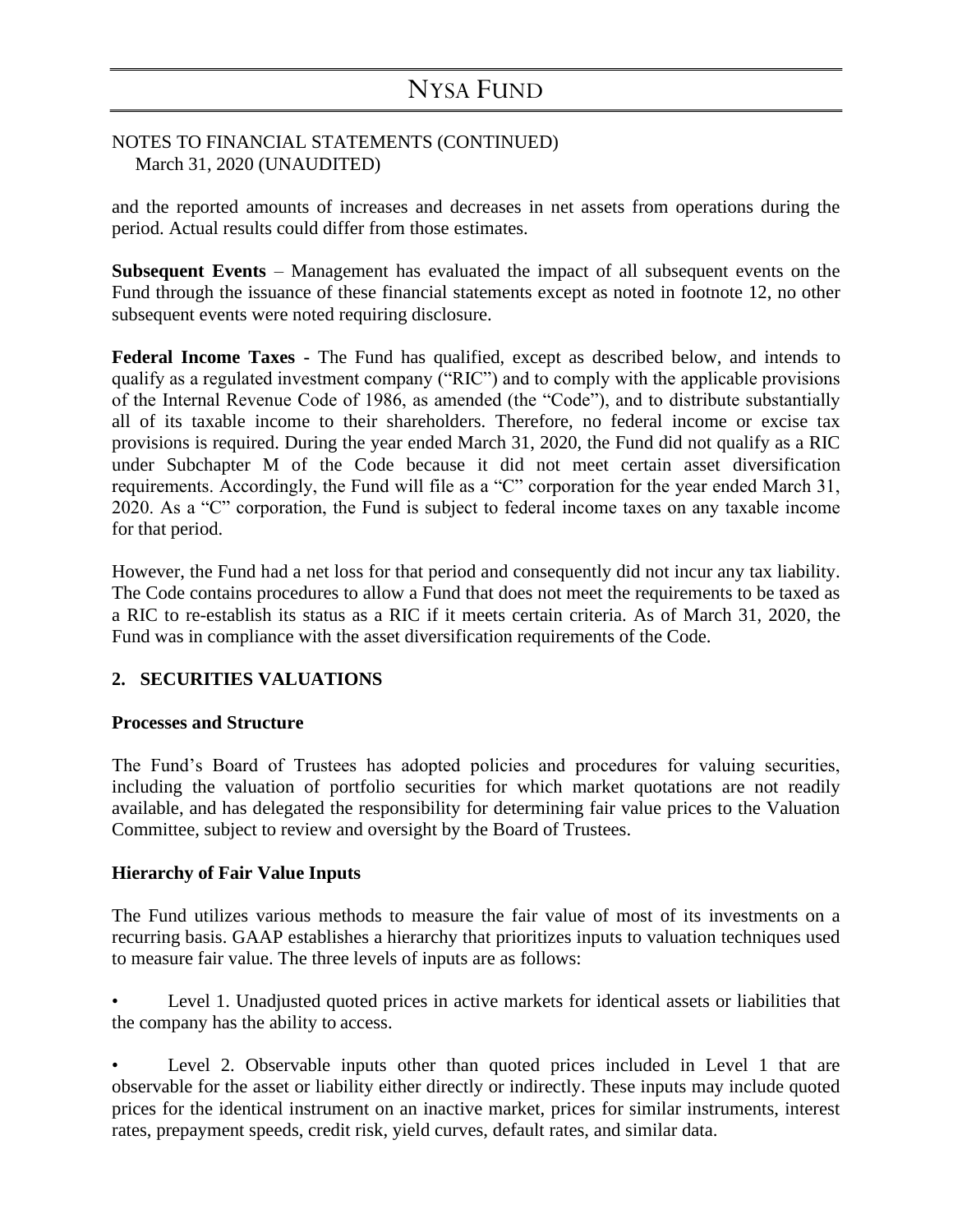and the reported amounts of increases and decreases in net assets from operations during the period. Actual results could differ from those estimates.

**Subsequent Events** – Management has evaluated the impact of all subsequent events on the Fund through the issuance of these financial statements except as noted in footnote 12, no other subsequent events were noted requiring disclosure.

**Federal Income Taxes -** The Fund has qualified, except as described below, and intends to qualify as a regulated investment company ("RIC") and to comply with the applicable provisions of the Internal Revenue Code of 1986, as amended (the "Code"), and to distribute substantially all of its taxable income to their shareholders. Therefore, no federal income or excise tax provisions is required. During the year ended March 31, 2020, the Fund did not qualify as a RIC under Subchapter M of the Code because it did not meet certain asset diversification requirements. Accordingly, the Fund will file as a "C" corporation for the year ended March 31, 2020. As a "C" corporation, the Fund is subject to federal income taxes on any taxable income for that period.

However, the Fund had a net loss for that period and consequently did not incur any tax liability. The Code contains procedures to allow a Fund that does not meet the requirements to be taxed as a RIC to re-establish its status as a RIC if it meets certain criteria. As of March 31, 2020, the Fund was in compliance with the asset diversification requirements of the Code.

## 2. SECURITIES VALUATIONS

### Processes and Structure

The Fund's Board of Trustees has adopted policies and procedures for valuing securities, including the valuation of portfolio securities for which market quotations are not readily available, and has delegated the responsibility for determining fair value prices to the Valuation Committee, subject to review and oversight by the Board of Trustees.

### Hierarchy of Fair Value Inputs

The Fund utilizes various methods to measure the fair value of most of its investments on a recurring basis. GAAP establishes a hierarchy that prioritizes inputs to valuation techniques used to measure fair value. The three levels of inputs are as follows:

- Level 1. Unadjusted quoted prices in active markets for identical assets or liabilities that the company has the ability to access.

- Level 2. Observable inputs other than quoted prices included in Level 1 that are observable for the asset or liability either directly or indirectly. These inputs may include quoted prices for the identical instrument on an inactive market, prices for similar instruments, interest rates, prepayment speeds, credit risk, yield curves, default rates, and similar data.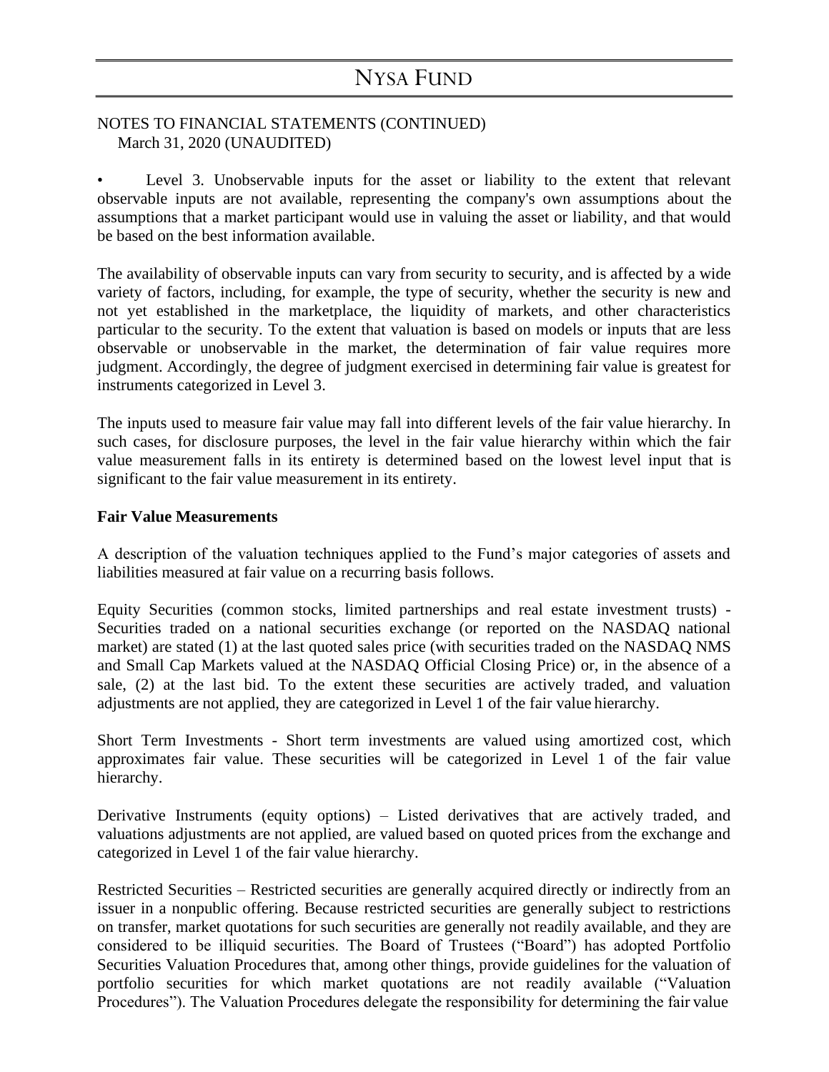NOTES TO FINANCIAL STATEMENTS (CONTINUED)
March 31, 2020 (UNAUDITED)

- Level 3. Unobservable inputs for the asset or liability to the extent that relevant observable inputs are not available, representing the company's own assumptions about the assumptions that a market participant would use in valuing the asset or liability, and that would be based on the best information available.

The availability of observable inputs can vary from security to security, and is affected by a wide variety of factors, including, for example, the type of security, whether the security is new and not yet established in the marketplace, the liquidity of markets, and other characteristics particular to the security. To the extent that valuation is based on models or inputs that are less observable or unobservable in the market, the determination of fair value requires more judgment. Accordingly, the degree of judgment exercised in determining fair value is greatest for instruments categorized in Level 3.

The inputs used to measure fair value may fall into different levels of the fair value hierarchy. In such cases, for disclosure purposes, the level in the fair value hierarchy within which the fair value measurement falls in its entirety is determined based on the lowest level input that is significant to the fair value measurement in its entirety.

**Fair Value Measurements**

A description of the valuation techniques applied to the Fund's major categories of assets and liabilities measured at fair value on a recurring basis follows.

Equity Securities (common stocks, limited partnerships and real estate investment trusts) - Securities traded on a national securities exchange (or reported on the NASDAQ national market) are stated (1) at the last quoted sales price (with securities traded on the NASDAQ NMS and Small Cap Markets valued at the NASDAQ Official Closing Price) or, in the absence of a sale, (2) at the last bid. To the extent these securities are actively traded, and valuation adjustments are not applied, they are categorized in Level 1 of the fair value hierarchy.

Short Term Investments - Short term investments are valued using amortized cost, which approximates fair value. These securities will be categorized in Level 1 of the fair value hierarchy.

Derivative Instruments (equity options) – Listed derivatives that are actively traded, and valuations adjustments are not applied, are valued based on quoted prices from the exchange and categorized in Level 1 of the fair value hierarchy.

Restricted Securities – Restricted securities are generally acquired directly or indirectly from an issuer in a nonpublic offering. Because restricted securities are generally subject to restrictions on transfer, market quotations for such securities are generally not readily available, and they are considered to be illiquid securities. The Board of Trustees ("Board") has adopted Portfolio Securities Valuation Procedures that, among other things, provide guidelines for the valuation of portfolio securities for which market quotations are not readily available ("Valuation Procedures"). The Valuation Procedures delegate the responsibility for determining the fair value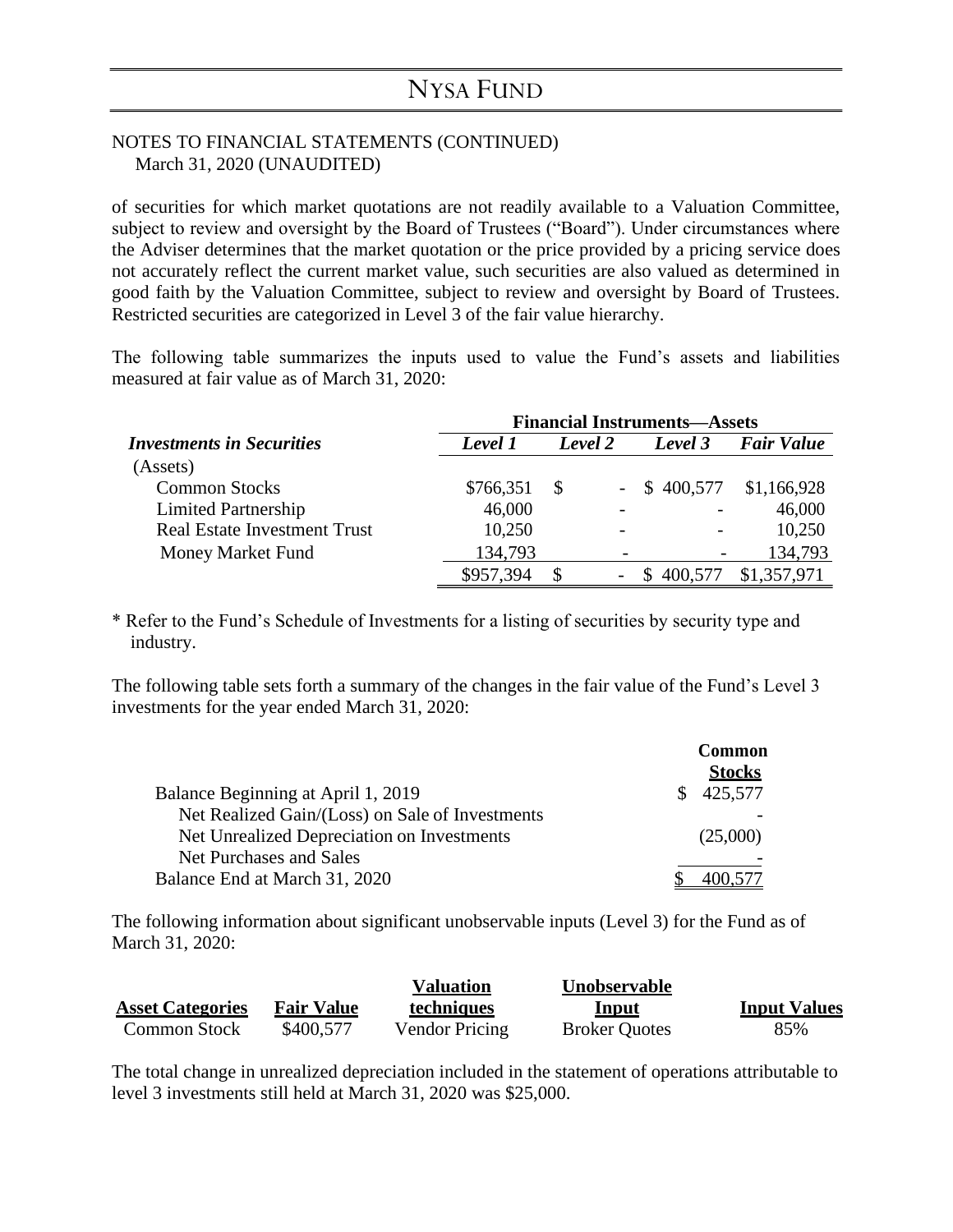NOTES TO FINANCIAL STATEMENTS (CONTINUED)
March 31, 2020 (UNAUDITED)

of securities for which market quotations are not readily available to a Valuation Committee, subject to review and oversight by the Board of Trustees ("Board"). Under circumstances where the Adviser determines that the market quotation or the price provided by a pricing service does not accurately reflect the current market value, such securities are also valued as determined in good faith by the Valuation Committee, subject to review and oversight by Board of Trustees. Restricted securities are categorized in Level 3 of the fair value hierarchy.

The following table summarizes the inputs used to value the Fund's assets and liabilities measured at fair value as of March 31, 2020:

| | Financial Instruments—Assets | | | |
|---|---|---|---|---|
| ***Investments in Securities*** | ***Level 1*** | ***Level 2*** | ***Level 3*** | ***Fair Value*** |
| (Assets) | | | | |
| Common Stocks | $766,351 | $ - | $ 400,577 | $1,166,928 |
| Limited Partnership | 46,000 | - | - | 46,000 |
| Real Estate Investment Trust | 10,250 | - | - | 10,250 |
| Money Market Fund | 134,793 | - | - | 134,793 |
| | $957,394 | $ - | $ 400,577 | $1,357,971 |

\* Refer to the Fund's Schedule of Investments for a listing of securities by security type and industry.

The following table sets forth a summary of the changes in the fair value of the Fund's Level 3 investments for the year ended March 31, 2020:

| | Common Stocks |
|---|---|
| Balance Beginning at April 1, 2019 | $ 425,577 |
| Net Realized Gain/(Loss) on Sale of Investments | - |
| Net Unrealized Depreciation on Investments | (25,000) |
| Net Purchases and Sales | - |
| Balance End at March 31, 2020 | $ 400,577 |

The following information about significant unobservable inputs (Level 3) for the Fund as of March 31, 2020:

| Asset Categories | Fair Value | Valuation techniques | Unobservable Input | Input Values |
|---|---|---|---|---|
| Common Stock | $400,577 | Vendor Pricing | Broker Quotes | 85% |

The total change in unrealized depreciation included in the statement of operations attributable to level 3 investments still held at March 31, 2020 was $25,000.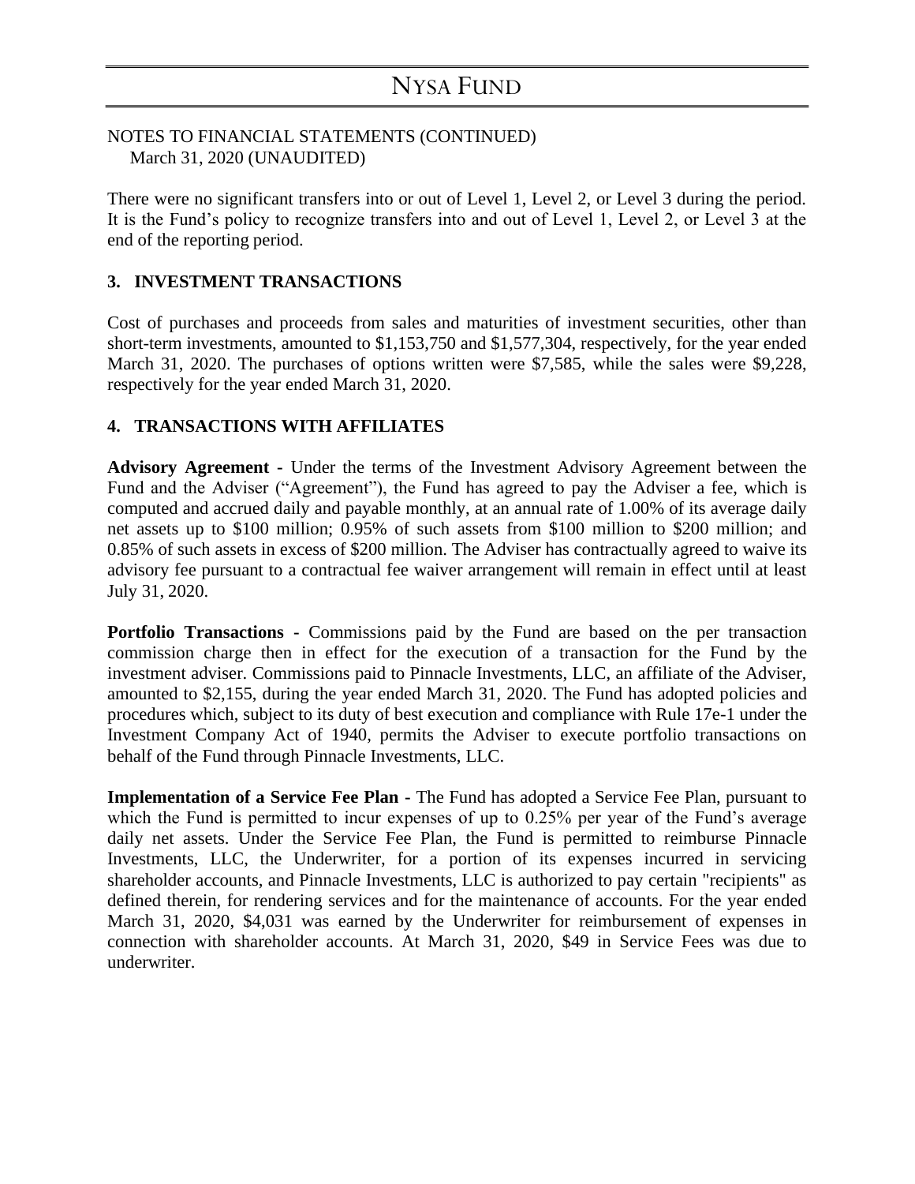NOTES TO FINANCIAL STATEMENTS (CONTINUED)
March 31, 2020 (UNAUDITED)

There were no significant transfers into or out of Level 1, Level 2, or Level 3 during the period. It is the Fund's policy to recognize transfers into and out of Level 1, Level 2, or Level 3 at the end of the reporting period.

## 3. INVESTMENT TRANSACTIONS

Cost of purchases and proceeds from sales and maturities of investment securities, other than short-term investments, amounted to $1,153,750 and $1,577,304, respectively, for the year ended March 31, 2020. The purchases of options written were $7,585, while the sales were $9,228, respectively for the year ended March 31, 2020.

## 4. TRANSACTIONS WITH AFFILIATES

**Advisory Agreement -** Under the terms of the Investment Advisory Agreement between the Fund and the Adviser ("Agreement"), the Fund has agreed to pay the Adviser a fee, which is computed and accrued daily and payable monthly, at an annual rate of 1.00% of its average daily net assets up to $100 million; 0.95% of such assets from $100 million to $200 million; and 0.85% of such assets in excess of $200 million. The Adviser has contractually agreed to waive its advisory fee pursuant to a contractual fee waiver arrangement will remain in effect until at least July 31, 2020.

**Portfolio Transactions -** Commissions paid by the Fund are based on the per transaction commission charge then in effect for the execution of a transaction for the Fund by the investment adviser. Commissions paid to Pinnacle Investments, LLC, an affiliate of the Adviser, amounted to $2,155, during the year ended March 31, 2020. The Fund has adopted policies and procedures which, subject to its duty of best execution and compliance with Rule 17e-1 under the Investment Company Act of 1940, permits the Adviser to execute portfolio transactions on behalf of the Fund through Pinnacle Investments, LLC.

**Implementation of a Service Fee Plan -** The Fund has adopted a Service Fee Plan, pursuant to which the Fund is permitted to incur expenses of up to 0.25% per year of the Fund's average daily net assets. Under the Service Fee Plan, the Fund is permitted to reimburse Pinnacle Investments, LLC, the Underwriter, for a portion of its expenses incurred in servicing shareholder accounts, and Pinnacle Investments, LLC is authorized to pay certain "recipients" as defined therein, for rendering services and for the maintenance of accounts. For the year ended March 31, 2020, $4,031 was earned by the Underwriter for reimbursement of expenses in connection with shareholder accounts. At March 31, 2020, $49 in Service Fees was due to underwriter.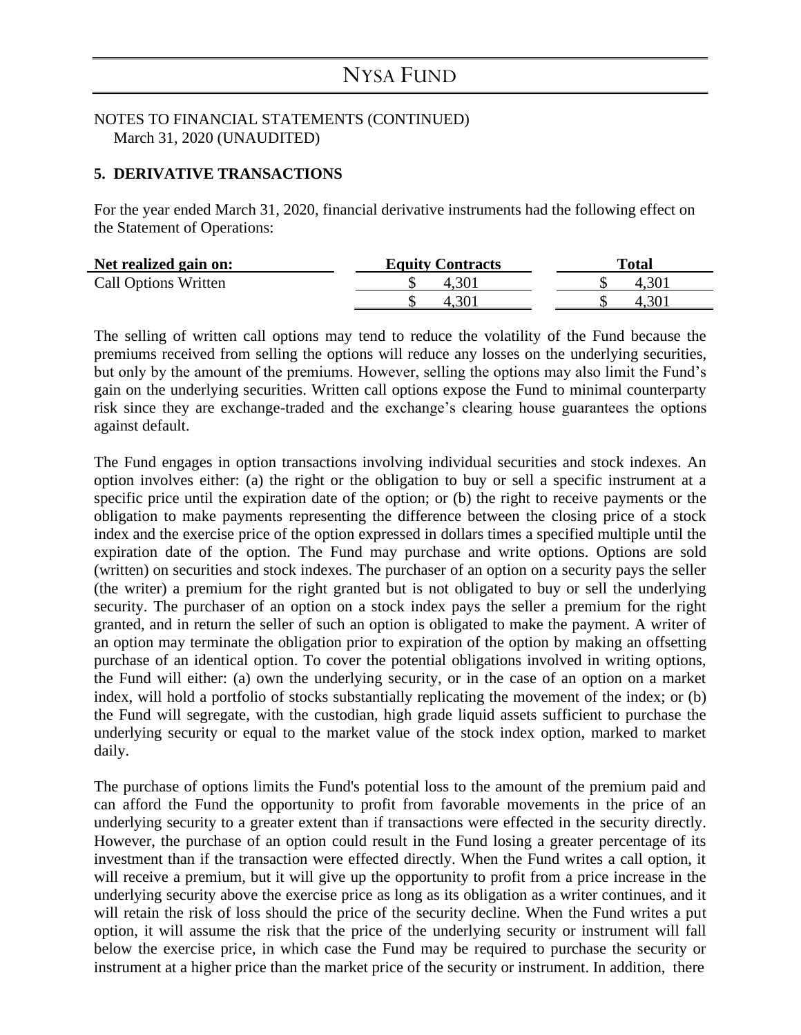# NYSA FUND

NOTES TO FINANCIAL STATEMENTS (CONTINUED)
March 31, 2020 (UNAUDITED)

## 5. DERIVATIVE TRANSACTIONS

For the year ended March 31, 2020, financial derivative instruments had the following effect on the Statement of Operations:

| Net realized gain on: | Equity Contracts | Total |
|---|---|---|
| Call Options Written | $ 4,301 | $ 4,301 |
| | $ 4,301 | $ 4,301 |

The selling of written call options may tend to reduce the volatility of the Fund because the premiums received from selling the options will reduce any losses on the underlying securities, but only by the amount of the premiums. However, selling the options may also limit the Fund's gain on the underlying securities. Written call options expose the Fund to minimal counterparty risk since they are exchange-traded and the exchange's clearing house guarantees the options against default.

The Fund engages in option transactions involving individual securities and stock indexes. An option involves either: (a) the right or the obligation to buy or sell a specific instrument at a specific price until the expiration date of the option; or (b) the right to receive payments or the obligation to make payments representing the difference between the closing price of a stock index and the exercise price of the option expressed in dollars times a specified multiple until the expiration date of the option. The Fund may purchase and write options. Options are sold (written) on securities and stock indexes. The purchaser of an option on a security pays the seller (the writer) a premium for the right granted but is not obligated to buy or sell the underlying security. The purchaser of an option on a stock index pays the seller a premium for the right granted, and in return the seller of such an option is obligated to make the payment. A writer of an option may terminate the obligation prior to expiration of the option by making an offsetting purchase of an identical option. To cover the potential obligations involved in writing options, the Fund will either: (a) own the underlying security, or in the case of an option on a market index, will hold a portfolio of stocks substantially replicating the movement of the index; or (b) the Fund will segregate, with the custodian, high grade liquid assets sufficient to purchase the underlying security or equal to the market value of the stock index option, marked to market daily.

The purchase of options limits the Fund's potential loss to the amount of the premium paid and can afford the Fund the opportunity to profit from favorable movements in the price of an underlying security to a greater extent than if transactions were effected in the security directly. However, the purchase of an option could result in the Fund losing a greater percentage of its investment than if the transaction were effected directly. When the Fund writes a call option, it will receive a premium, but it will give up the opportunity to profit from a price increase in the underlying security above the exercise price as long as its obligation as a writer continues, and it will retain the risk of loss should the price of the security decline. When the Fund writes a put option, it will assume the risk that the price of the underlying security or instrument will fall below the exercise price, in which case the Fund may be required to purchase the security or instrument at a higher price than the market price of the security or instrument. In addition, there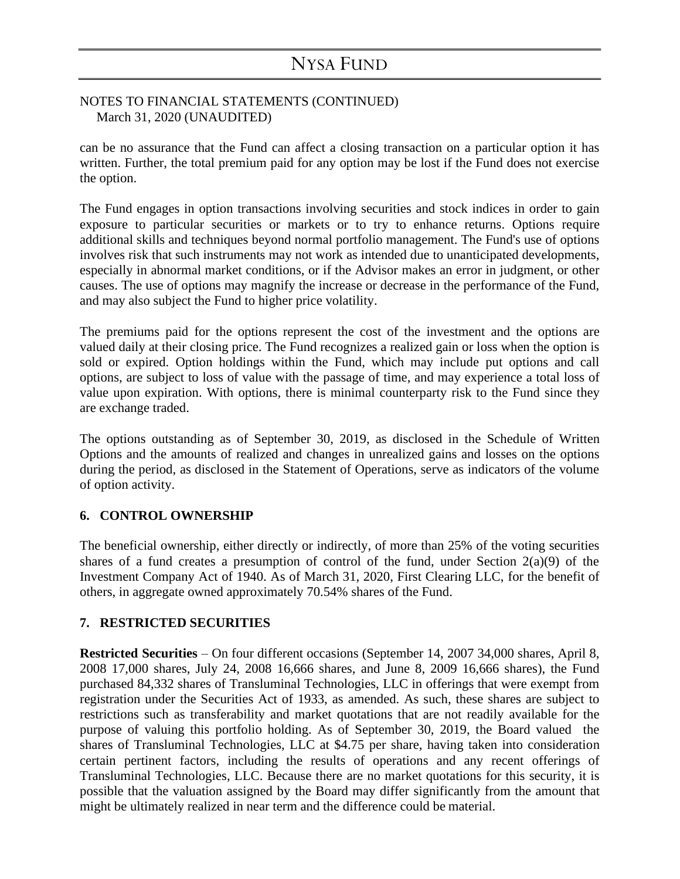can be no assurance that the Fund can affect a closing transaction on a particular option it has written. Further, the total premium paid for any option may be lost if the Fund does not exercise the option.

The Fund engages in option transactions involving securities and stock indices in order to gain exposure to particular securities or markets or to try to enhance returns. Options require additional skills and techniques beyond normal portfolio management. The Fund's use of options involves risk that such instruments may not work as intended due to unanticipated developments, especially in abnormal market conditions, or if the Advisor makes an error in judgment, or other causes. The use of options may magnify the increase or decrease in the performance of the Fund, and may also subject the Fund to higher price volatility.

The premiums paid for the options represent the cost of the investment and the options are valued daily at their closing price. The Fund recognizes a realized gain or loss when the option is sold or expired. Option holdings within the Fund, which may include put options and call options, are subject to loss of value with the passage of time, and may experience a total loss of value upon expiration. With options, there is minimal counterparty risk to the Fund since they are exchange traded.

The options outstanding as of September 30, 2019, as disclosed in the Schedule of Written Options and the amounts of realized and changes in unrealized gains and losses on the options during the period, as disclosed in the Statement of Operations, serve as indicators of the volume of option activity.

## 6. CONTROL OWNERSHIP

The beneficial ownership, either directly or indirectly, of more than 25% of the voting securities shares of a fund creates a presumption of control of the fund, under Section 2(a)(9) of the Investment Company Act of 1940. As of March 31, 2020, First Clearing LLC, for the benefit of others, in aggregate owned approximately 70.54% shares of the Fund.

## 7. RESTRICTED SECURITIES

**Restricted Securities** – On four different occasions (September 14, 2007 34,000 shares, April 8, 2008 17,000 shares, July 24, 2008 16,666 shares, and June 8, 2009 16,666 shares), the Fund purchased 84,332 shares of Transluminal Technologies, LLC in offerings that were exempt from registration under the Securities Act of 1933, as amended. As such, these shares are subject to restrictions such as transferability and market quotations that are not readily available for the purpose of valuing this portfolio holding. As of September 30, 2019, the Board valued the shares of Transluminal Technologies, LLC at $4.75 per share, having taken into consideration certain pertinent factors, including the results of operations and any recent offerings of Transluminal Technologies, LLC. Because there are no market quotations for this security, it is possible that the valuation assigned by the Board may differ significantly from the amount that might be ultimately realized in near term and the difference could be material.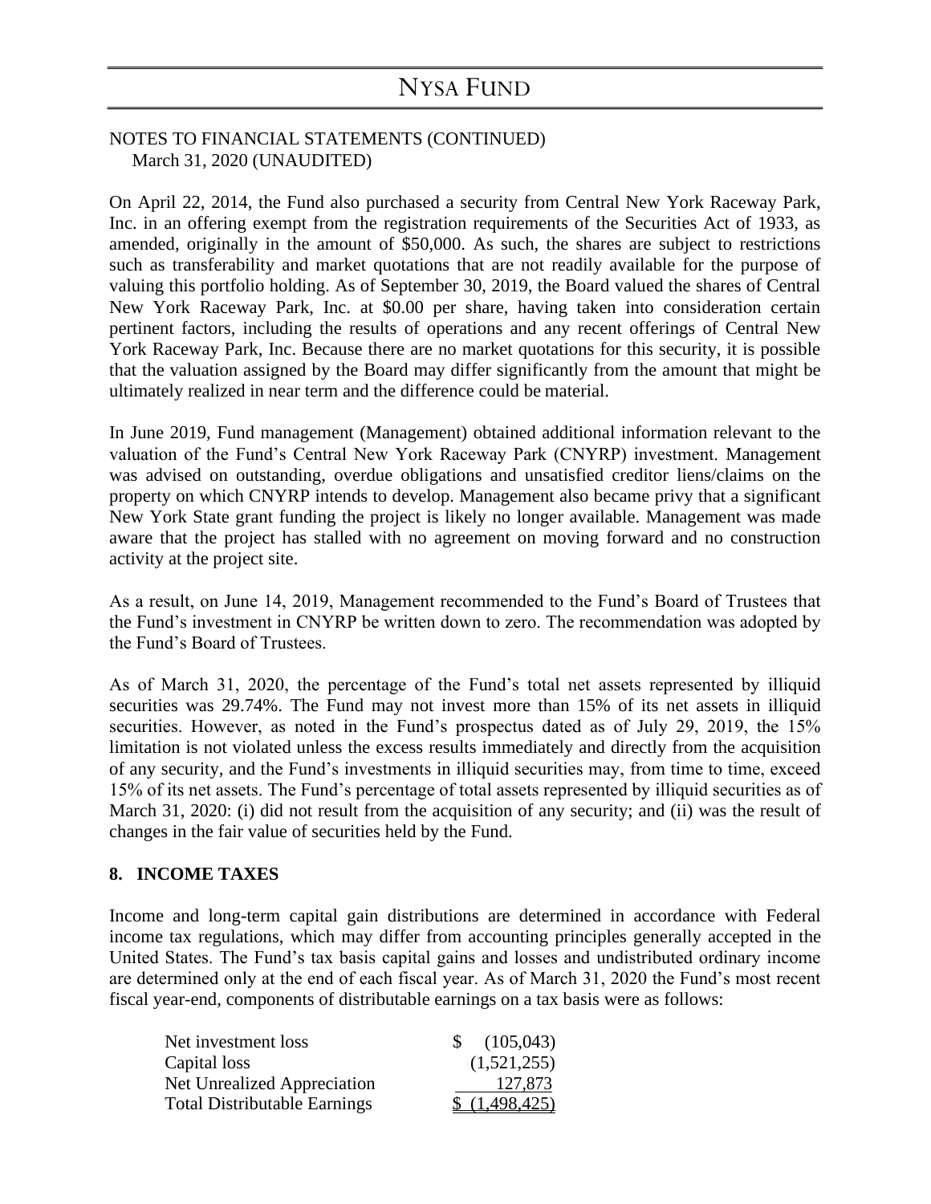NOTES TO FINANCIAL STATEMENTS (CONTINUED)
March 31, 2020 (UNAUDITED)

On April 22, 2014, the Fund also purchased a security from Central New York Raceway Park, Inc. in an offering exempt from the registration requirements of the Securities Act of 1933, as amended, originally in the amount of $50,000. As such, the shares are subject to restrictions such as transferability and market quotations that are not readily available for the purpose of valuing this portfolio holding. As of September 30, 2019, the Board valued the shares of Central New York Raceway Park, Inc. at $0.00 per share, having taken into consideration certain pertinent factors, including the results of operations and any recent offerings of Central New York Raceway Park, Inc. Because there are no market quotations for this security, it is possible that the valuation assigned by the Board may differ significantly from the amount that might be ultimately realized in near term and the difference could be material.

In June 2019, Fund management (Management) obtained additional information relevant to the valuation of the Fund's Central New York Raceway Park (CNYRP) investment. Management was advised on outstanding, overdue obligations and unsatisfied creditor liens/claims on the property on which CNYRP intends to develop. Management also became privy that a significant New York State grant funding the project is likely no longer available. Management was made aware that the project has stalled with no agreement on moving forward and no construction activity at the project site.

As a result, on June 14, 2019, Management recommended to the Fund's Board of Trustees that the Fund's investment in CNYRP be written down to zero. The recommendation was adopted by the Fund's Board of Trustees.

As of March 31, 2020, the percentage of the Fund's total net assets represented by illiquid securities was 29.74%. The Fund may not invest more than 15% of its net assets in illiquid securities. However, as noted in the Fund's prospectus dated as of July 29, 2019, the 15% limitation is not violated unless the excess results immediately and directly from the acquisition of any security, and the Fund's investments in illiquid securities may, from time to time, exceed 15% of its net assets. The Fund's percentage of total assets represented by illiquid securities as of March 31, 2020: (i) did not result from the acquisition of any security; and (ii) was the result of changes in the fair value of securities held by the Fund.

## 8. INCOME TAXES

Income and long-term capital gain distributions are determined in accordance with Federal income tax regulations, which may differ from accounting principles generally accepted in the United States. The Fund's tax basis capital gains and losses and undistributed ordinary income are determined only at the end of each fiscal year. As of March 31, 2020 the Fund's most recent fiscal year-end, components of distributable earnings on a tax basis were as follows:

| | |
|---|---|
| Net investment loss | $ (105,043) |
| Capital loss | (1,521,255) |
| Net Unrealized Appreciation | 127,873 |
| Total Distributable Earnings | $ (1,498,425) |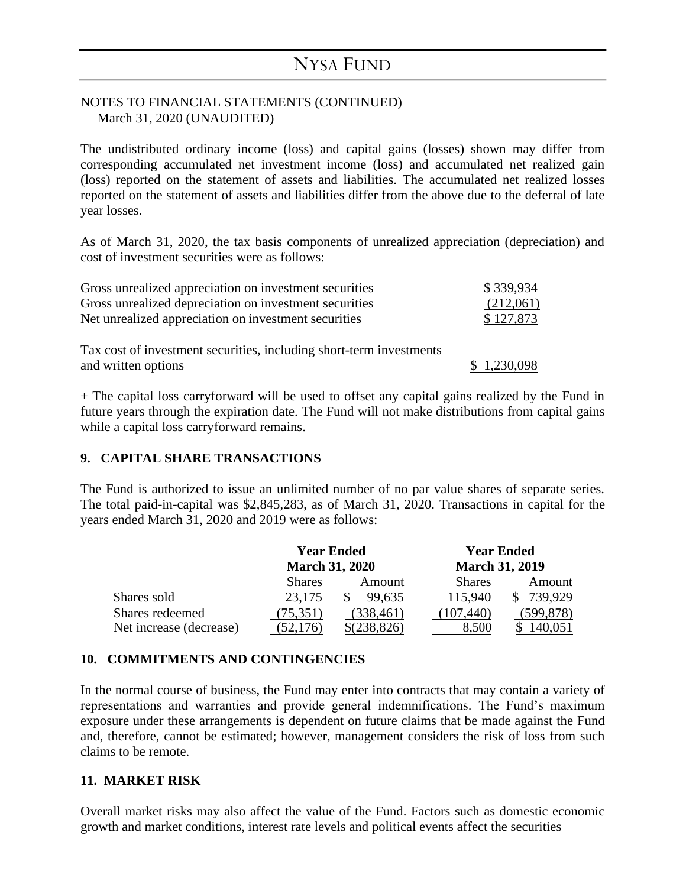NOTES TO FINANCIAL STATEMENTS (CONTINUED)
March 31, 2020 (UNAUDITED)

The undistributed ordinary income (loss) and capital gains (losses) shown may differ from corresponding accumulated net investment income (loss) and accumulated net realized gain (loss) reported on the statement of assets and liabilities. The accumulated net realized losses reported on the statement of assets and liabilities differ from the above due to the deferral of late year losses.

As of March 31, 2020, the tax basis components of unrealized appreciation (depreciation) and cost of investment securities were as follows:

| | |
|---|---|
| Gross unrealized appreciation on investment securities | $ 339,934 |
| Gross unrealized depreciation on investment securities | (212,061) |
| Net unrealized appreciation on investment securities | $ 127,873 |
| | |
| Tax cost of investment securities, including short-term investments and written options | $ 1,230,098 |

+ The capital loss carryforward will be used to offset any capital gains realized by the Fund in future years through the expiration date. The Fund will not make distributions from capital gains while a capital loss carryforward remains.

## 9. CAPITAL SHARE TRANSACTIONS

The Fund is authorized to issue an unlimited number of no par value shares of separate series. The total paid-in-capital was $2,845,283, as of March 31, 2020. Transactions in capital for the years ended March 31, 2020 and 2019 were as follows:

| | Year Ended March 31, 2020 | | Year Ended March 31, 2019 | |
|---|---|---|---|---|
| | Shares | Amount | Shares | Amount |
| Shares sold | 23,175 | $ 99,635 | 115,940 | $ 739,929 |
| Shares redeemed | (75,351) | (338,461) | (107,440) | (599,878) |
| Net increase (decrease) | (52,176) | $(238,826) | 8,500 | $ 140,051 |

## 10. COMMITMENTS AND CONTINGENCIES

In the normal course of business, the Fund may enter into contracts that may contain a variety of representations and warranties and provide general indemnifications. The Fund's maximum exposure under these arrangements is dependent on future claims that be made against the Fund and, therefore, cannot be estimated; however, management considers the risk of loss from such claims to be remote.

## 11. MARKET RISK

Overall market risks may also affect the value of the Fund. Factors such as domestic economic growth and market conditions, interest rate levels and political events affect the securities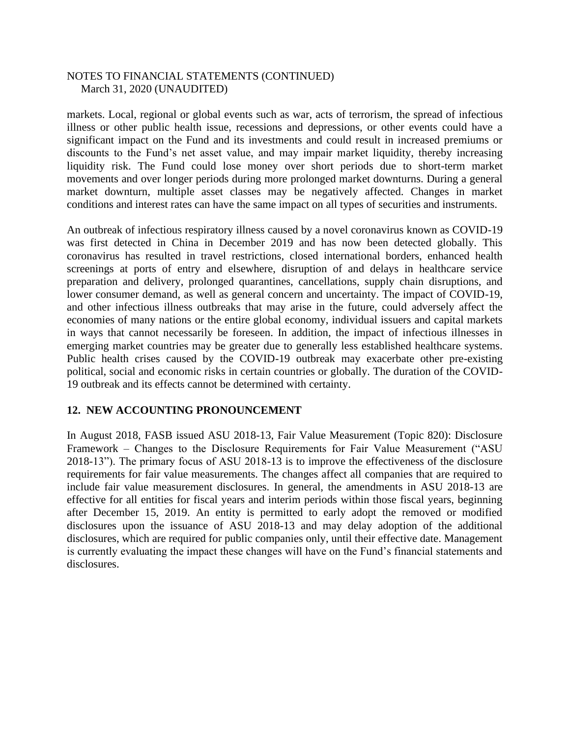markets. Local, regional or global events such as war, acts of terrorism, the spread of infectious illness or other public health issue, recessions and depressions, or other events could have a significant impact on the Fund and its investments and could result in increased premiums or discounts to the Fund's net asset value, and may impair market liquidity, thereby increasing liquidity risk. The Fund could lose money over short periods due to short-term market movements and over longer periods during more prolonged market downturns. During a general market downturn, multiple asset classes may be negatively affected. Changes in market conditions and interest rates can have the same impact on all types of securities and instruments.

An outbreak of infectious respiratory illness caused by a novel coronavirus known as COVID-19 was first detected in China in December 2019 and has now been detected globally. This coronavirus has resulted in travel restrictions, closed international borders, enhanced health screenings at ports of entry and elsewhere, disruption of and delays in healthcare service preparation and delivery, prolonged quarantines, cancellations, supply chain disruptions, and lower consumer demand, as well as general concern and uncertainty. The impact of COVID-19, and other infectious illness outbreaks that may arise in the future, could adversely affect the economies of many nations or the entire global economy, individual issuers and capital markets in ways that cannot necessarily be foreseen. In addition, the impact of infectious illnesses in emerging market countries may be greater due to generally less established healthcare systems. Public health crises caused by the COVID-19 outbreak may exacerbate other pre-existing political, social and economic risks in certain countries or globally. The duration of the COVID-19 outbreak and its effects cannot be determined with certainty.

## 12. NEW ACCOUNTING PRONOUNCEMENT

In August 2018, FASB issued ASU 2018-13, Fair Value Measurement (Topic 820): Disclosure Framework – Changes to the Disclosure Requirements for Fair Value Measurement ("ASU 2018-13"). The primary focus of ASU 2018-13 is to improve the effectiveness of the disclosure requirements for fair value measurements. The changes affect all companies that are required to include fair value measurement disclosures. In general, the amendments in ASU 2018-13 are effective for all entities for fiscal years and interim periods within those fiscal years, beginning after December 15, 2019. An entity is permitted to early adopt the removed or modified disclosures upon the issuance of ASU 2018-13 and may delay adoption of the additional disclosures, which are required for public companies only, until their effective date. Management is currently evaluating the impact these changes will have on the Fund's financial statements and disclosures.